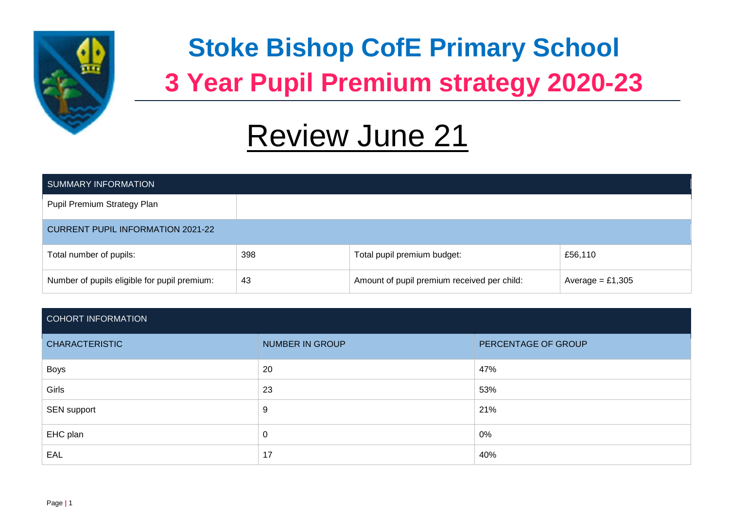# Stoke Bishop CofE Primary School

## 3 Year Pupil Premium strategy 2020-23

# Review June 21

| SUMMARY INFORMATION | | | |
|---|---|---|---|
| Pupil Premium Strategy Plan | | | |
| CURRENT PUPIL INFORMATION 2021-22 | | | |
| Total number of pupils: | 398 | Total pupil premium budget: | £56,110 |
| Number of pupils eligible for pupil premium: | 43 | Amount of pupil premium received per child: | Average = £1,305 |

| COHORT INFORMATION | | |
|---|---|---|
| CHARACTERISTIC | NUMBER IN GROUP | PERCENTAGE OF GROUP |
| Boys | 20 | 47% |
| Girls | 23 | 53% |
| SEN support | 9 | 21% |
| EHC plan | 0 | 0% |
| EAL | 17 | 40% |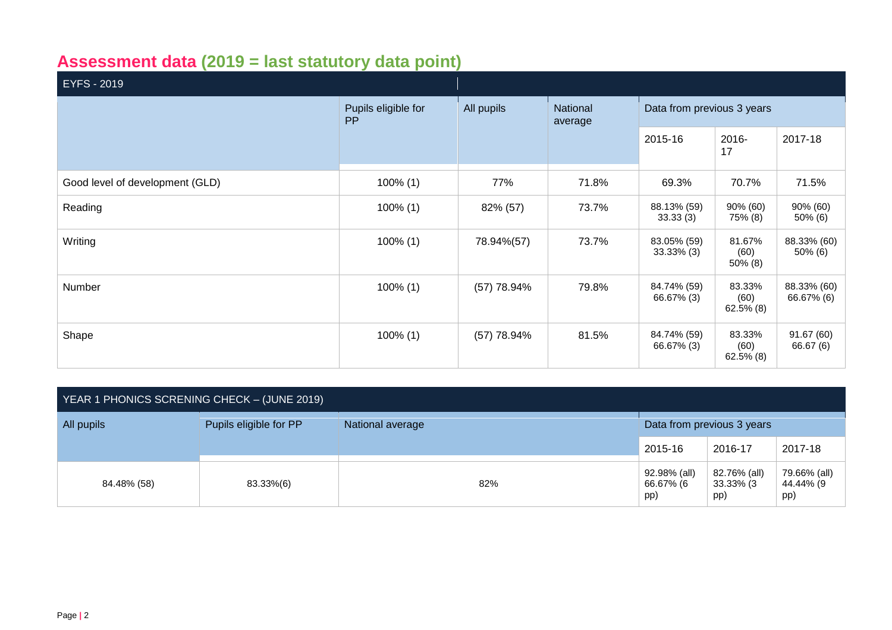## Assessment data (2019 = last statutory data point)

| EYFS - 2019 | | | | | | |
|---|---|---|---|---|---|---|
| | Pupils eligible for PP | All pupils | National average | Data from previous 3 years | | |
| | | | | 2015-16 | 2016-17 | 2017-18 |
| Good level of development (GLD) | 100% (1) | 77% | 71.8% | 69.3% | 70.7% | 71.5% |
| Reading | 100% (1) | 82% (57) | 73.7% | 88.13% (59) 33.33 (3) | 90% (60) 75% (8) | 90% (60) 50% (6) |
| Writing | 100% (1) | 78.94%(57) | 73.7% | 83.05% (59) 33.33% (3) | 81.67% (60) 50% (8) | 88.33% (60) 50% (6) |
| Number | 100% (1) | (57) 78.94% | 79.8% | 84.74% (59) 66.67% (3) | 83.33% (60) 62.5% (8) | 88.33% (60) 66.67% (6) |
| Shape | 100% (1) | (57) 78.94% | 81.5% | 84.74% (59) 66.67% (3) | 83.33% (60) 62.5% (8) | 91.67 (60) 66.67 (6) |

| YEAR 1 PHONICS SCRENING CHECK – (JUNE 2019) | | | | | |
|---|---|---|---|---|---|
| All pupils | Pupils eligible for PP | National average | Data from previous 3 years | | |
| | | | 2015-16 | 2016-17 | 2017-18 |
| 84.48% (58) | 83.33%(6) | 82% | 92.98% (all) 66.67% (6 pp) | 82.76% (all) 33.33% (3 pp) | 79.66% (all) 44.44% (9 pp) |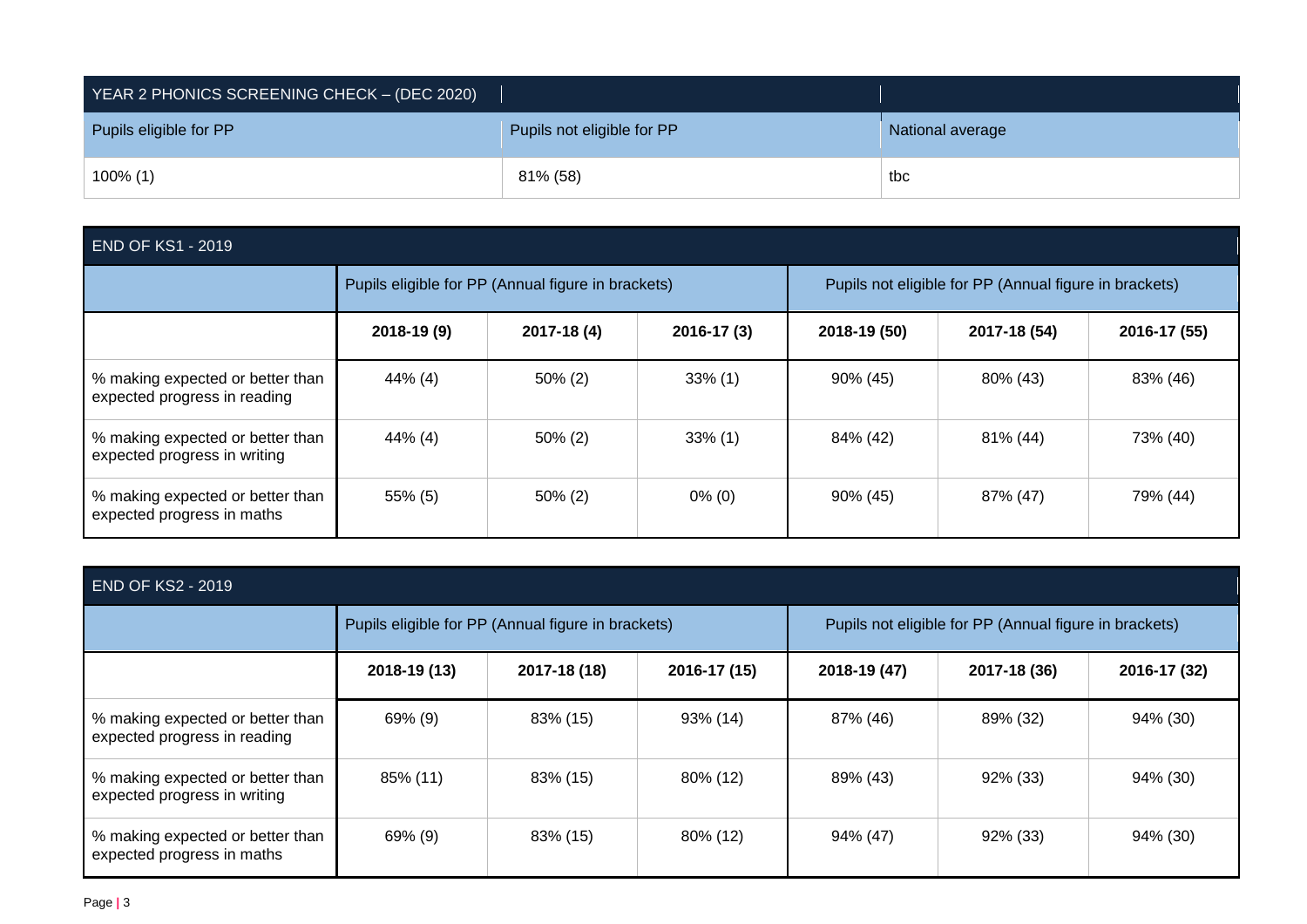| YEAR 2 PHONICS SCREENING CHECK – (DEC 2020) | | |
|---|---|---|
| Pupils eligible for PP | Pupils not eligible for PP | National average |
| 100% (1) | 81% (58) | tbc |

| END OF KS1 - 2019 | | | | | | |
|---|---|---|---|---|---|---|
| | Pupils eligible for PP (Annual figure in brackets) | | | Pupils not eligible for PP (Annual figure in brackets) | | |
| | **2018-19 (9)** | **2017-18 (4)** | **2016-17 (3)** | **2018-19 (50)** | **2017-18 (54)** | **2016-17 (55)** |
| % making expected or better than expected progress in reading | 44% (4) | 50% (2) | 33% (1) | 90% (45) | 80% (43) | 83% (46) |
| % making expected or better than expected progress in writing | 44% (4) | 50% (2) | 33% (1) | 84% (42) | 81% (44) | 73% (40) |
| % making expected or better than expected progress in maths | 55% (5) | 50% (2) | 0% (0) | 90% (45) | 87% (47) | 79% (44) |

| END OF KS2 - 2019 | | | | | | |
|---|---|---|---|---|---|---|
| | Pupils eligible for PP (Annual figure in brackets) | | | Pupils not eligible for PP (Annual figure in brackets) | | |
| | **2018-19 (13)** | **2017-18 (18)** | **2016-17 (15)** | **2018-19 (47)** | **2017-18 (36)** | **2016-17 (32)** |
| % making expected or better than expected progress in reading | 69% (9) | 83% (15) | 93% (14) | 87% (46) | 89% (32) | 94% (30) |
| % making expected or better than expected progress in writing | 85% (11) | 83% (15) | 80% (12) | 89% (43) | 92% (33) | 94% (30) |
| % making expected or better than expected progress in maths | 69% (9) | 83% (15) | 80% (12) | 94% (47) | 92% (33) | 94% (30) |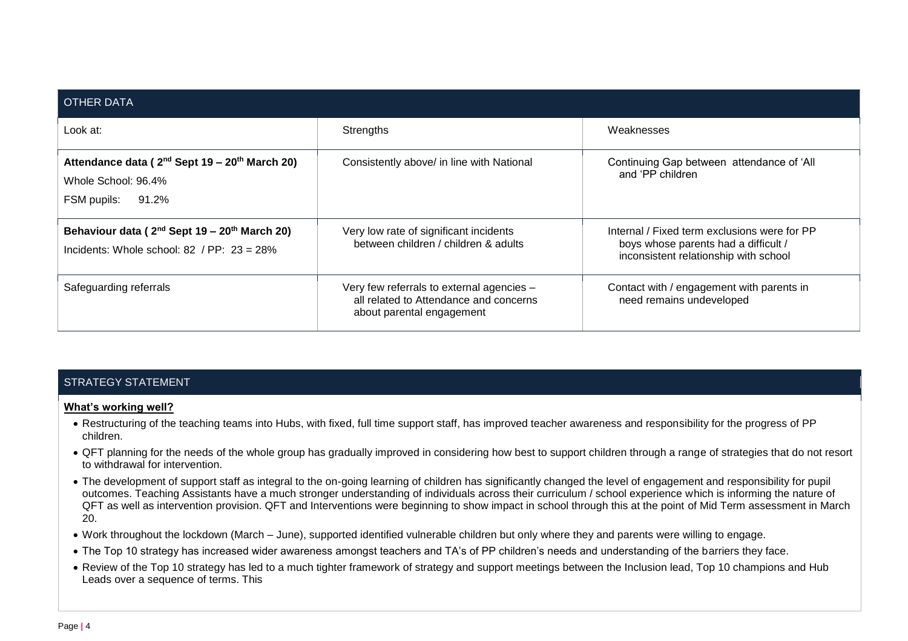## OTHER DATA

| Look at: | Strengths | Weaknesses |
|---|---|---|
| **Attendance data ( 2nd Sept 19 – 20th March 20)**<br>Whole School: 96.4%<br>FSM pupils: 91.2% | Consistently above/ in line with National | Continuing Gap between attendance of 'All and 'PP children |
| **Behaviour data ( 2nd Sept 19 – 20th March 20)**<br>Incidents: Whole school: 82 / PP: 23 = 28% | Very low rate of significant incidents between children / children & adults | Internal / Fixed term exclusions were for PP boys whose parents had a difficult / inconsistent relationship with school |
| Safeguarding referrals | Very few referrals to external agencies – all related to Attendance and concerns about parental engagement | Contact with / engagement with parents in need remains undeveloped |

## STRATEGY STATEMENT

**What's working well?**

- Restructuring of the teaching teams into Hubs, with fixed, full time support staff, has improved teacher awareness and responsibility for the progress of PP children.
- QFT planning for the needs of the whole group has gradually improved in considering how best to support children through a range of strategies that do not resort to withdrawal for intervention.
- The development of support staff as integral to the on-going learning of children has significantly changed the level of engagement and responsibility for pupil outcomes. Teaching Assistants have a much stronger understanding of individuals across their curriculum / school experience which is informing the nature of QFT as well as intervention provision. QFT and Interventions were beginning to show impact in school through this at the point of Mid Term assessment in March 20.
- Work throughout the lockdown (March – June), supported identified vulnerable children but only where they and parents were willing to engage.
- The Top 10 strategy has increased wider awareness amongst teachers and TA's of PP children's needs and understanding of the barriers they face.
- Review of the Top 10 strategy has led to a much tighter framework of strategy and support meetings between the Inclusion lead, Top 10 champions and Hub Leads over a sequence of terms. This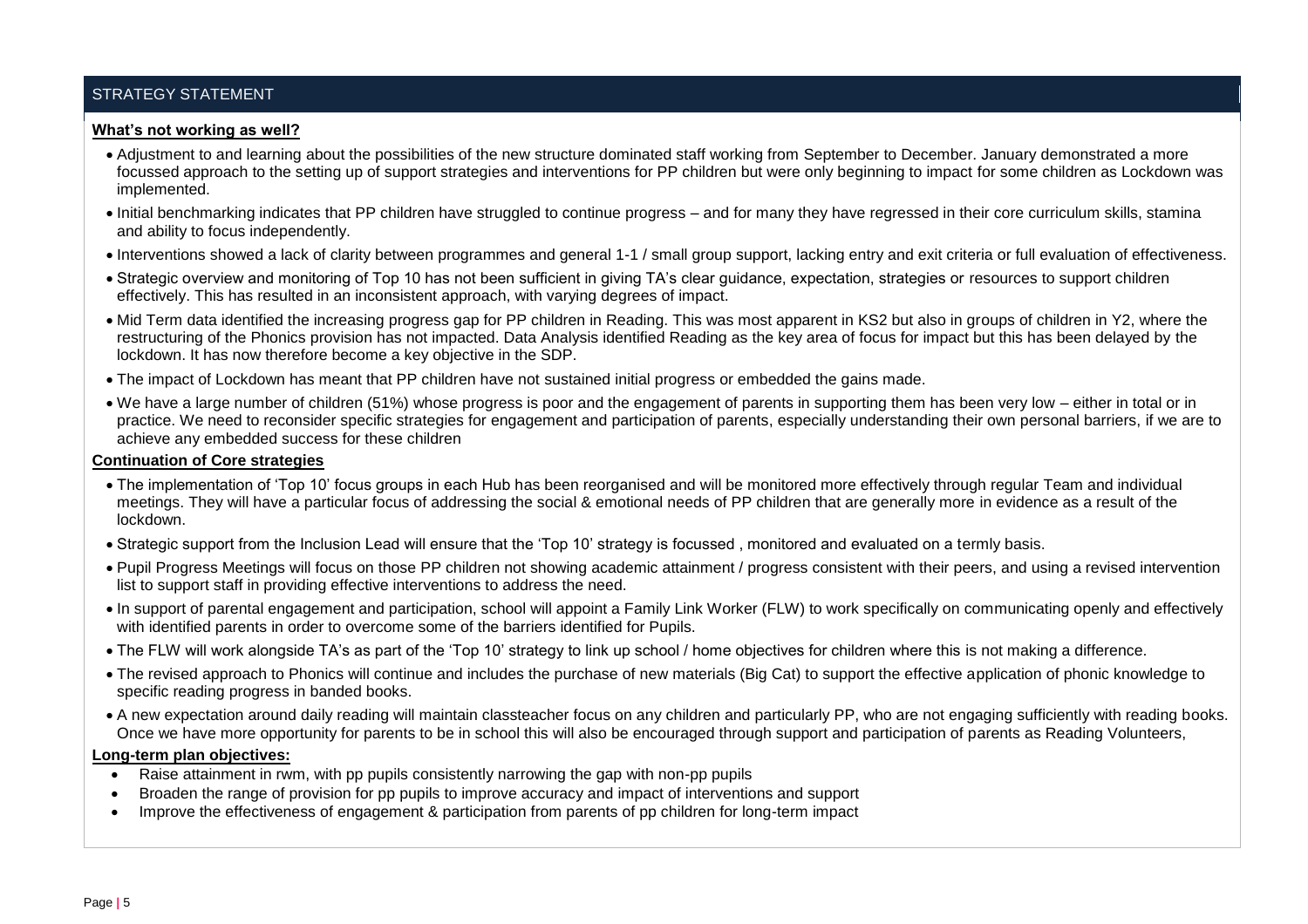## STRATEGY STATEMENT

**What's not working as well?**

- Adjustment to and learning about the possibilities of the new structure dominated staff working from September to December. January demonstrated a more focussed approach to the setting up of support strategies and interventions for PP children but were only beginning to impact for some children as Lockdown was implemented.
- Initial benchmarking indicates that PP children have struggled to continue progress – and for many they have regressed in their core curriculum skills, stamina and ability to focus independently.
- Interventions showed a lack of clarity between programmes and general 1-1 / small group support, lacking entry and exit criteria or full evaluation of effectiveness.
- Strategic overview and monitoring of Top 10 has not been sufficient in giving TA's clear guidance, expectation, strategies or resources to support children effectively. This has resulted in an inconsistent approach, with varying degrees of impact.
- Mid Term data identified the increasing progress gap for PP children in Reading. This was most apparent in KS2 but also in groups of children in Y2, where the restructuring of the Phonics provision has not impacted. Data Analysis identified Reading as the key area of focus for impact but this has been delayed by the lockdown. It has now therefore become a key objective in the SDP.
- The impact of Lockdown has meant that PP children have not sustained initial progress or embedded the gains made.
- We have a large number of children (51%) whose progress is poor and the engagement of parents in supporting them has been very low – either in total or in practice. We need to reconsider specific strategies for engagement and participation of parents, especially understanding their own personal barriers, if we are to achieve any embedded success for these children

**Continuation of Core strategies**

- The implementation of 'Top 10' focus groups in each Hub has been reorganised and will be monitored more effectively through regular Team and individual meetings. They will have a particular focus of addressing the social & emotional needs of PP children that are generally more in evidence as a result of the lockdown.
- Strategic support from the Inclusion Lead will ensure that the 'Top 10' strategy is focussed , monitored and evaluated on a termly basis.
- Pupil Progress Meetings will focus on those PP children not showing academic attainment / progress consistent with their peers, and using a revised intervention list to support staff in providing effective interventions to address the need.
- In support of parental engagement and participation, school will appoint a Family Link Worker (FLW) to work specifically on communicating openly and effectively with identified parents in order to overcome some of the barriers identified for Pupils.
- The FLW will work alongside TA's as part of the 'Top 10' strategy to link up school / home objectives for children where this is not making a difference.
- The revised approach to Phonics will continue and includes the purchase of new materials (Big Cat) to support the effective application of phonic knowledge to specific reading progress in banded books.
- A new expectation around daily reading will maintain classteacher focus on any children and particularly PP, who are not engaging sufficiently with reading books. Once we have more opportunity for parents to be in school this will also be encouraged through support and participation of parents as Reading Volunteers,

**Long-term plan objectives:**

- Raise attainment in rwm, with pp pupils consistently narrowing the gap with non-pp pupils
- Broaden the range of provision for pp pupils to improve accuracy and impact of interventions and support
- Improve the effectiveness of engagement & participation from parents of pp children for long-term impact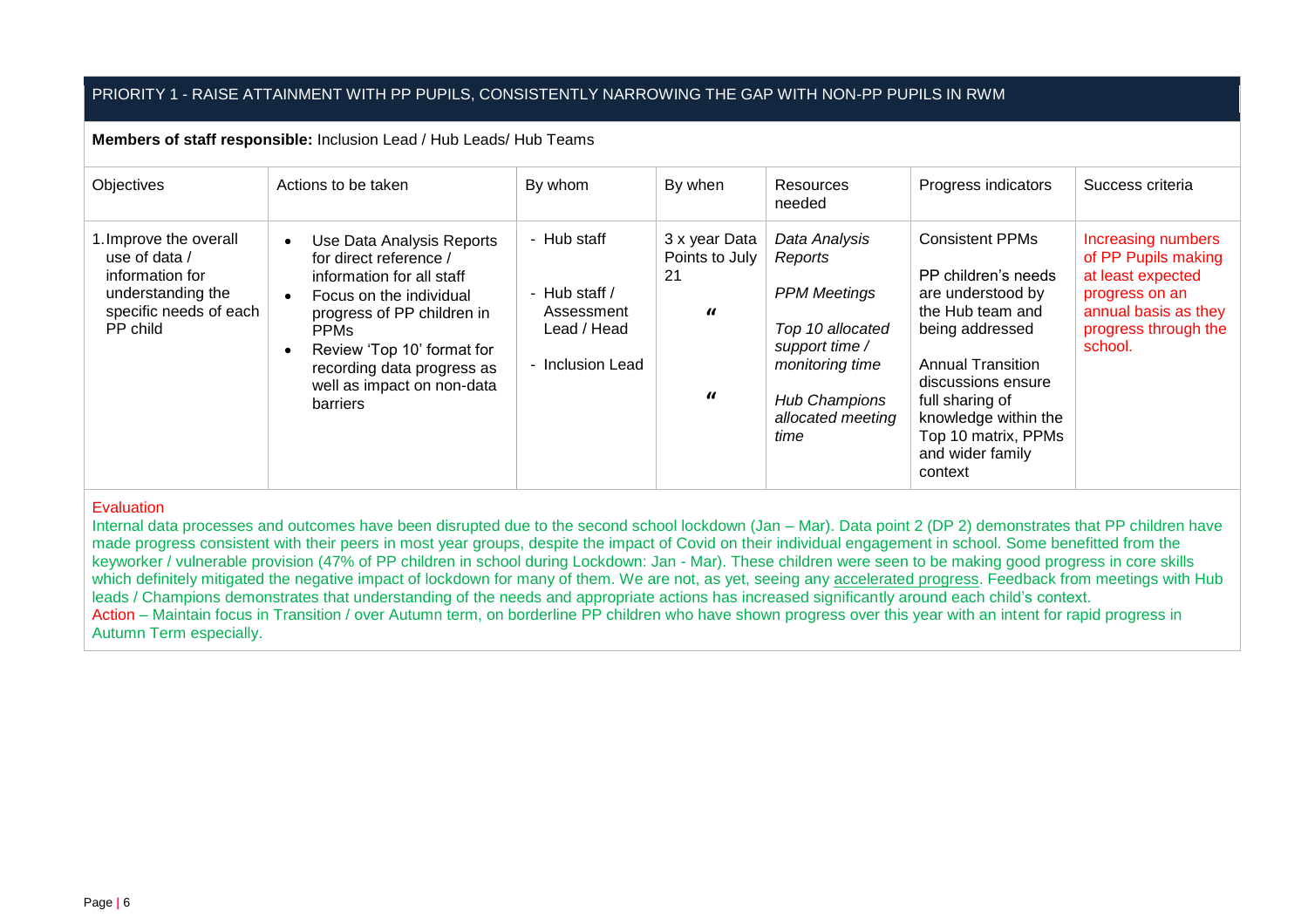## PRIORITY 1 - RAISE ATTAINMENT WITH PP PUPILS, CONSISTENTLY NARROWING THE GAP WITH NON-PP PUPILS IN RWM

**Members of staff responsible:** Inclusion Lead / Hub Leads/ Hub Teams

| Objectives | Actions to be taken | By whom | By when | Resources needed | Progress indicators | Success criteria |
|---|---|---|---|---|---|---|
| 1. Improve the overall use of data / information for understanding the specific needs of each PP child | • Use Data Analysis Reports for direct reference / information for all staff<br>• Focus on the individual progress of PP children in PPMs<br>• Review 'Top 10' format for recording data progress as well as impact on non-data barriers | - Hub staff<br><br>- Hub staff / Assessment Lead / Head<br><br>- Inclusion Lead | 3 x year Data Points to July 21<br><br>"<br><br>" | *Data Analysis Reports*<br><br>*PPM Meetings*<br><br>*Top 10 allocated support time / monitoring time*<br><br>*Hub Champions allocated meeting time* | Consistent PPMs<br><br>PP children's needs are understood by the Hub team and being addressed<br><br>Annual Transition discussions ensure full sharing of knowledge within the Top 10 matrix, PPMs and wider family context | Increasing numbers of PP Pupils making at least expected progress on an annual basis as they progress through the school. |

Evaluation

Internal data processes and outcomes have been disrupted due to the second school lockdown (Jan – Mar). Data point 2 (DP 2) demonstrates that PP children have made progress consistent with their peers in most year groups, despite the impact of Covid on their individual engagement in school. Some benefitted from the keyworker / vulnerable provision (47% of PP children in school during Lockdown: Jan - Mar). These children were seen to be making good progress in core skills which definitely mitigated the negative impact of lockdown for many of them. We are not, as yet, seeing any accelerated progress. Feedback from meetings with Hub leads / Champions demonstrates that understanding of the needs and appropriate actions has increased significantly around each child's context.

Action – Maintain focus in Transition / over Autumn term, on borderline PP children who have shown progress over this year with an intent for rapid progress in Autumn Term especially.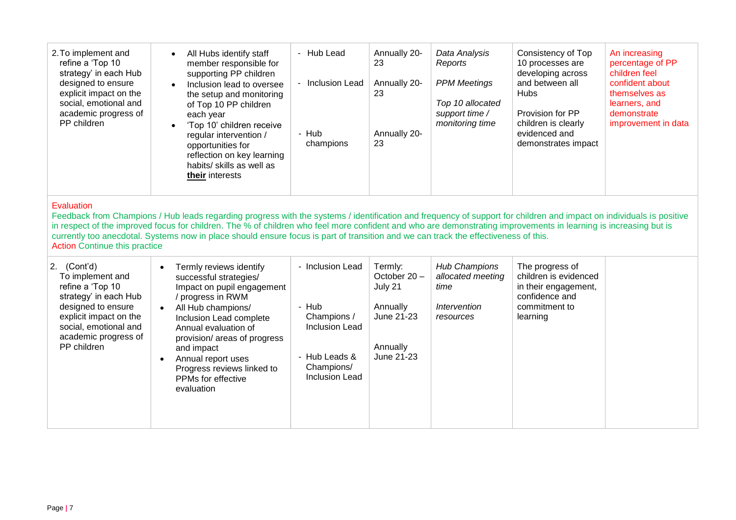| 2. To implement and refine a 'Top 10 strategy' in each Hub designed to ensure explicit impact on the social, emotional and academic progress of PP children | • All Hubs identify staff member responsible for supporting PP children<br>• Inclusion lead to oversee the setup and monitoring of Top 10 PP children each year<br>• 'Top 10' children receive regular intervention / opportunities for reflection on key learning habits/ skills as well as **their** interests | - Hub Lead<br><br>- Inclusion Lead<br><br>- Hub champions | Annually 20-23<br><br>Annually 20-23<br><br>Annually 20-23 | *Data Analysis Reports*<br><br>*PPM Meetings*<br><br>*Top 10 allocated support time / monitoring time* | Consistency of Top 10 processes are developing across and between all Hubs<br><br>Provision for PP children is clearly evidenced and demonstrates impact | An increasing percentage of PP children feel confident about themselves as learners, and demonstrate improvement in data |
|---|---|---|---|---|---|---|

Evaluation
Feedback from Champions / Hub leads regarding progress with the systems / identification and frequency of support for children and impact on individuals is positive in respect of the improved focus for children. The % of children who feel more confident and who are demonstrating improvements in learning is increasing but is currently too anecdotal. Systems now in place should ensure focus is part of transition and we can track the effectiveness of this.
Action Continue this practice

| 2. (Cont'd) To implement and refine a 'Top 10 strategy' in each Hub designed to ensure explicit impact on the social, emotional and academic progress of PP children | • Termly reviews identify successful strategies/ Impact on pupil engagement / progress in RWM<br>• All Hub champions/ Inclusion Lead complete Annual evaluation of provision/ areas of progress and impact<br>• Annual report uses Progress reviews linked to PPMs for effective evaluation | - Inclusion Lead<br><br>- Hub Champions / Inclusion Lead<br><br>- Hub Leads & Champions/ Inclusion Lead | Termly: October 20 – July 21<br><br>Annually June 21-23<br><br>Annually June 21-23 | *Hub Champions allocated meeting time*<br><br>*Intervention resources* | The progress of children is evidenced in their engagement, confidence and commitment to learning | |
|---|---|---|---|---|---|---|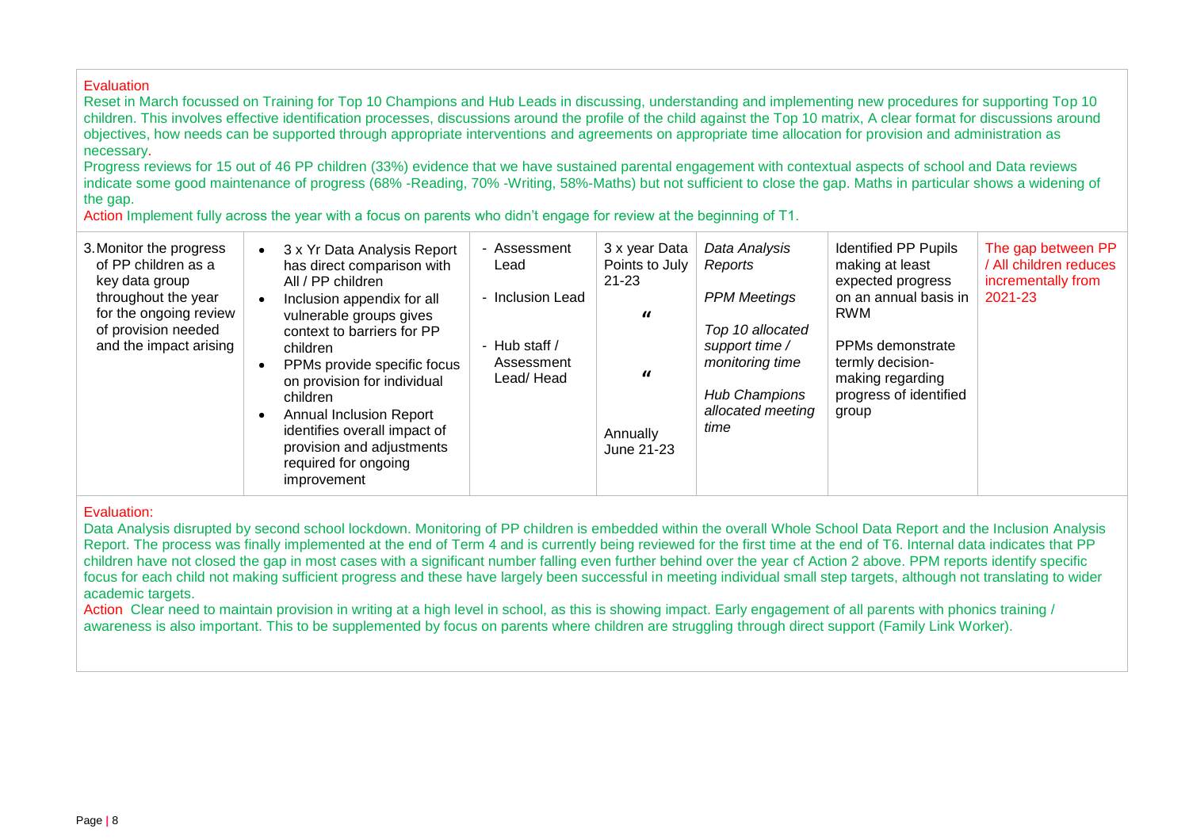Evaluation

Reset in March focussed on Training for Top 10 Champions and Hub Leads in discussing, understanding and implementing new procedures for supporting Top 10 children. This involves effective identification processes, discussions around the profile of the child against the Top 10 matrix, A clear format for discussions around objectives, how needs can be supported through appropriate interventions and agreements on appropriate time allocation for provision and administration as necessary.

Progress reviews for 15 out of 46 PP children (33%) evidence that we have sustained parental engagement with contextual aspects of school and Data reviews indicate some good maintenance of progress (68% -Reading, 70% -Writing, 58%-Maths) but not sufficient to close the gap. Maths in particular shows a widening of the gap.

Action Implement fully across the year with a focus on parents who didn't engage for review at the beginning of T1.

| | | | | | | |
|---|---|---|---|---|---|---|
| 3. Monitor the progress of PP children as a key data group throughout the year for the ongoing review of provision needed and the impact arising | • 3 x Yr Data Analysis Report has direct comparison with All / PP children<br>• Inclusion appendix for all vulnerable groups gives context to barriers for PP children<br>• PPMs provide specific focus on provision for individual children<br>• Annual Inclusion Report identifies overall impact of provision and adjustments required for ongoing improvement | - Assessment Lead<br><br>- Inclusion Lead<br><br>- Hub staff / Assessment Lead/ Head | 3 x year Data Points to July 21-23<br><br>"<br><br>"<br><br>Annually June 21-23 | *Data Analysis Reports*<br><br>*PPM Meetings*<br><br>*Top 10 allocated support time / monitoring time*<br><br>*Hub Champions allocated meeting time* | Identified PP Pupils making at least expected progress on an annual basis in RWM<br><br>PPMs demonstrate termly decision-making regarding progress of identified group | The gap between PP / All children reduces incrementally from 2021-23 |

Evaluation:

Data Analysis disrupted by second school lockdown. Monitoring of PP children is embedded within the overall Whole School Data Report and the Inclusion Analysis Report. The process was finally implemented at the end of Term 4 and is currently being reviewed for the first time at the end of T6. Internal data indicates that PP children have not closed the gap in most cases with a significant number falling even further behind over the year cf Action 2 above. PPM reports identify specific focus for each child not making sufficient progress and these have largely been successful in meeting individual small step targets, although not translating to wider academic targets.

Action Clear need to maintain provision in writing at a high level in school, as this is showing impact. Early engagement of all parents with phonics training / awareness is also important. This to be supplemented by focus on parents where children are struggling through direct support (Family Link Worker).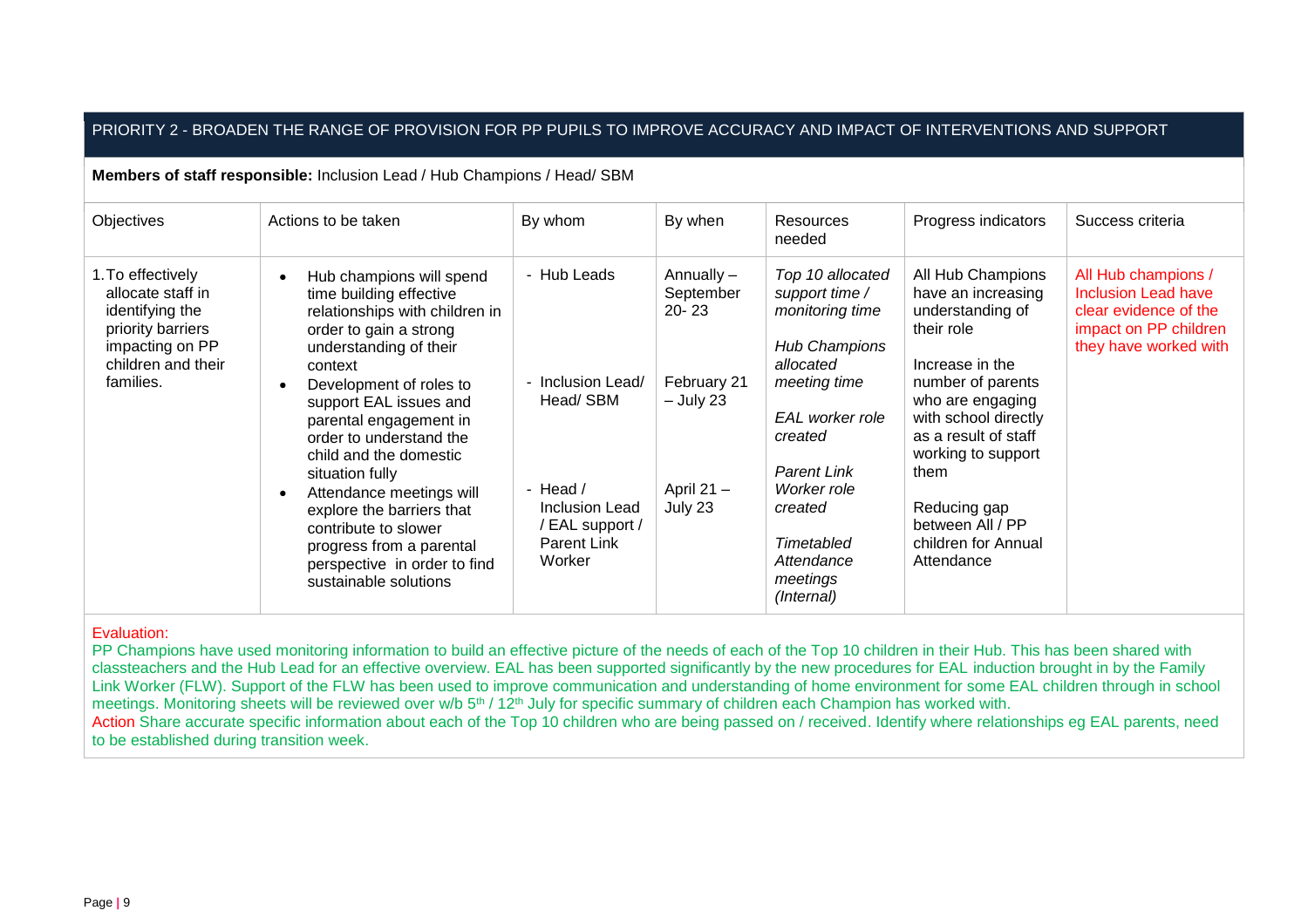## PRIORITY 2 - BROADEN THE RANGE OF PROVISION FOR PP PUPILS TO IMPROVE ACCURACY AND IMPACT OF INTERVENTIONS AND SUPPORT

**Members of staff responsible:** Inclusion Lead / Hub Champions / Head/ SBM

| Objectives | Actions to be taken | By whom | By when | Resources needed | Progress indicators | Success criteria |
|---|---|---|---|---|---|---|
| 1. To effectively allocate staff in identifying the priority barriers impacting on PP children and their families. | • Hub champions will spend time building effective relationships with children in order to gain a strong understanding of their context<br>• Development of roles to support EAL issues and parental engagement in order to understand the child and the domestic situation fully<br>• Attendance meetings will explore the barriers that contribute to slower progress from a parental perspective in order to find sustainable solutions | - Hub Leads<br><br>- Inclusion Lead/ Head/ SBM<br><br>- Head / Inclusion Lead / EAL support / Parent Link Worker | Annually – September 20- 23<br><br>February 21 – July 23<br><br>April 21 – July 23 | *Top 10 allocated support time / monitoring time*<br><br>*Hub Champions allocated meeting time*<br><br>*EAL worker role created*<br><br>*Parent Link Worker role created*<br><br>*Timetabled Attendance meetings (Internal)* | All Hub Champions have an increasing understanding of their role<br><br>Increase in the number of parents who are engaging with school directly as a result of staff working to support them<br><br>Reducing gap between All / PP children for Annual Attendance | All Hub champions / Inclusion Lead have clear evidence of the impact on PP children they have worked with |

Evaluation:
PP Champions have used monitoring information to build an effective picture of the needs of each of the Top 10 children in their Hub. This has been shared with classteachers and the Hub Lead for an effective overview. EAL has been supported significantly by the new procedures for EAL induction brought in by the Family Link Worker (FLW). Support of the FLW has been used to improve communication and understanding of home environment for some EAL children through in school meetings. Monitoring sheets will be reviewed over w/b 5th / 12th July for specific summary of children each Champion has worked with.
Action Share accurate specific information about each of the Top 10 children who are being passed on / received. Identify where relationships eg EAL parents, need to be established during transition week.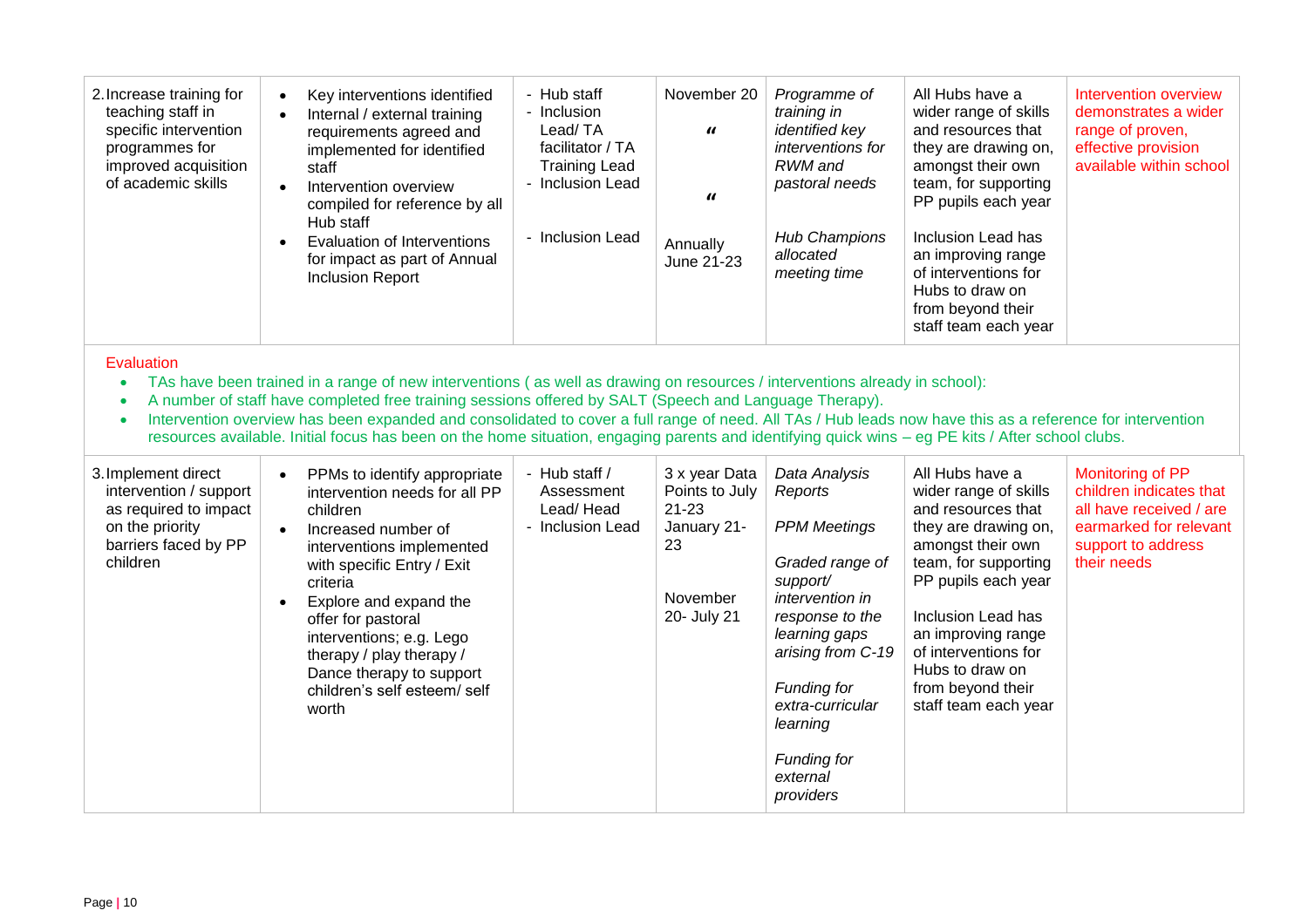| | | | | | | |
|---|---|---|---|---|---|---|
| 2. Increase training for teaching staff in specific intervention programmes for improved acquisition of academic skills | • Key interventions identified<br>• Internal / external training requirements agreed and implemented for identified staff<br>• Intervention overview compiled for reference by all Hub staff<br>• Evaluation of Interventions for impact as part of Annual Inclusion Report | - Hub staff<br>- Inclusion Lead/ TA facilitator / TA Training Lead<br>- Inclusion Lead<br><br>- Inclusion Lead | November 20<br>"<br><br>"<br><br>Annually June 21-23 | *Programme of training in identified key interventions for RWM and pastoral needs*<br><br>*Hub Champions allocated meeting time* | All Hubs have a wider range of skills and resources that they are drawing on, amongst their own team, for supporting PP pupils each year<br><br>Inclusion Lead has an improving range of interventions for Hubs to draw on from beyond their staff team each year | Intervention overview demonstrates a wider range of proven, effective provision available within school |

Evaluation

- TAs have been trained in a range of new interventions ( as well as drawing on resources / interventions already in school):
- A number of staff have completed free training sessions offered by SALT (Speech and Language Therapy).
- Intervention overview has been expanded and consolidated to cover a full range of need. All TAs / Hub leads now have this as a reference for intervention resources available. Initial focus has been on the home situation, engaging parents and identifying quick wins – eg PE kits / After school clubs.

| | | | | | | |
|---|---|---|---|---|---|---|
| 3. Implement direct intervention / support as required to impact on the priority barriers faced by PP children | • PPMs to identify appropriate intervention needs for all PP children<br>• Increased number of interventions implemented with specific Entry / Exit criteria<br>• Explore and expand the offer for pastoral interventions; e.g. Lego therapy / play therapy / Dance therapy to support children's self esteem/ self worth | - Hub staff / Assessment Lead/ Head<br>- Inclusion Lead | 3 x year Data Points to July 21-23<br>January 21-23<br><br>November 20- July 21 | *Data Analysis Reports*<br><br>*PPM Meetings*<br><br>*Graded range of support/ intervention in response to the learning gaps arising from C-19*<br><br>*Funding for extra-curricular learning*<br><br>*Funding for external providers* | All Hubs have a wider range of skills and resources that they are drawing on, amongst their own team, for supporting PP pupils each year<br><br>Inclusion Lead has an improving range of interventions for Hubs to draw on from beyond their staff team each year | Monitoring of PP children indicates that all have received / are earmarked for relevant support to address their needs |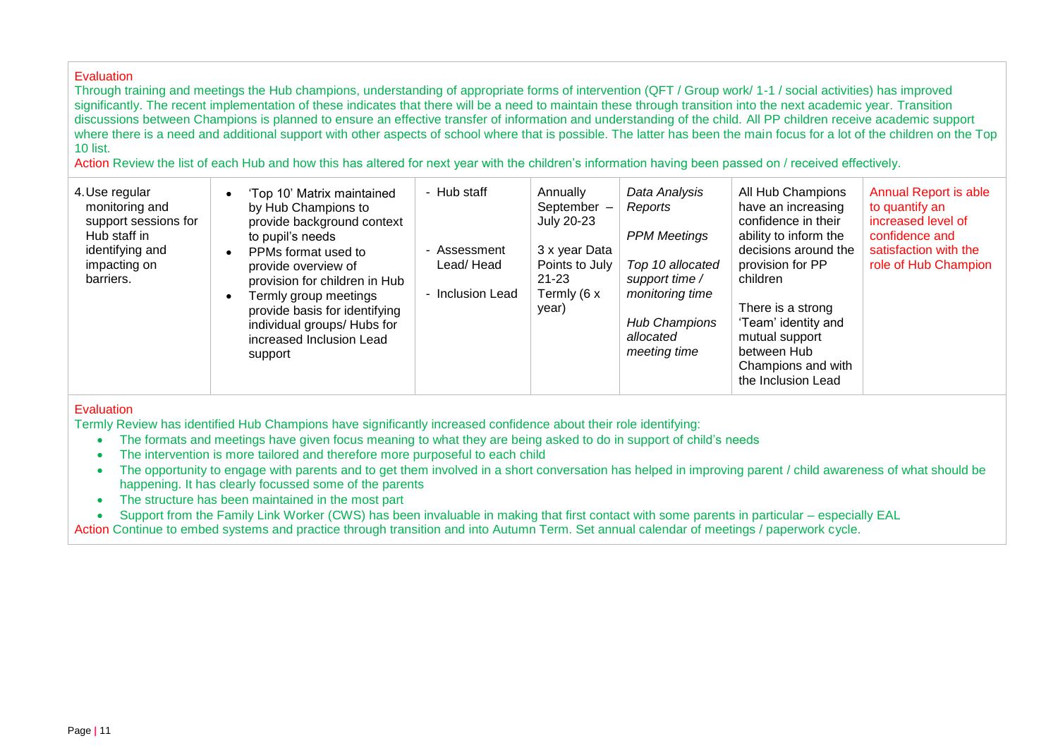Evaluation

Through training and meetings the Hub champions, understanding of appropriate forms of intervention (QFT / Group work/ 1-1 / social activities) has improved significantly. The recent implementation of these indicates that there will be a need to maintain these through transition into the next academic year. Transition discussions between Champions is planned to ensure an effective transfer of information and understanding of the child. All PP children receive academic support where there is a need and additional support with other aspects of school where that is possible. The latter has been the main focus for a lot of the children on the Top 10 list.

Action Review the list of each Hub and how this has altered for next year with the children's information having been passed on / received effectively.

| | | | | | | |
|---|---|---|---|---|---|---|
| 4. Use regular monitoring and support sessions for Hub staff in identifying and impacting on barriers. | • 'Top 10' Matrix maintained by Hub Champions to provide background context to pupil's needs<br>• PPMs format used to provide overview of provision for children in Hub<br>• Termly group meetings provide basis for identifying individual groups/ Hubs for increased Inclusion Lead support | - Hub staff<br><br>- Assessment Lead/ Head<br><br>- Inclusion Lead | Annually September – July 20-23<br><br>3 x year Data Points to July 21-23<br>Termly (6 x year) | *Data Analysis Reports*<br><br>*PPM Meetings*<br><br>*Top 10 allocated support time / monitoring time*<br><br>*Hub Champions allocated meeting time* | All Hub Champions have an increasing confidence in their ability to inform the decisions around the provision for PP children<br><br>There is a strong 'Team' identity and mutual support between Hub Champions and with the Inclusion Lead | Annual Report is able to quantify an increased level of confidence and satisfaction with the role of Hub Champion |

Evaluation

Termly Review has identified Hub Champions have significantly increased confidence about their role identifying:

- The formats and meetings have given focus meaning to what they are being asked to do in support of child's needs
- The intervention is more tailored and therefore more purposeful to each child
- The opportunity to engage with parents and to get them involved in a short conversation has helped in improving parent / child awareness of what should be happening. It has clearly focussed some of the parents
- The structure has been maintained in the most part
- Support from the Family Link Worker (CWS) has been invaluable in making that first contact with some parents in particular – especially EAL

Action Continue to embed systems and practice through transition and into Autumn Term. Set annual calendar of meetings / paperwork cycle.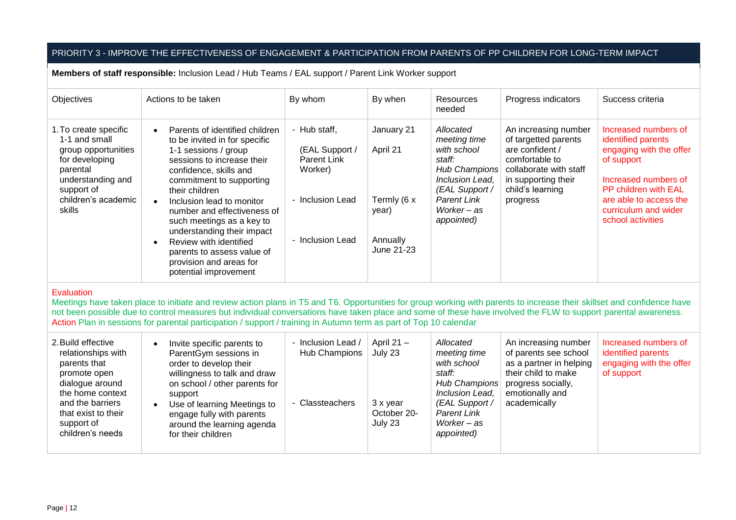## PRIORITY 3 - IMPROVE THE EFFECTIVENESS OF ENGAGEMENT & PARTICIPATION FROM PARENTS OF PP CHILDREN FOR LONG-TERM IMPACT

**Members of staff responsible:** Inclusion Lead / Hub Teams / EAL support / Parent Link Worker support

| Objectives | Actions to be taken | By whom | By when | Resources needed | Progress indicators | Success criteria |
|---|---|---|---|---|---|---|
| 1. To create specific 1-1 and small group opportunities for developing parental understanding and support of children's academic skills | • Parents of identified children to be invited in for specific 1-1 sessions / group sessions to increase their confidence, skills and commitment to supporting their children<br>• Inclusion lead to monitor number and effectiveness of such meetings as a key to understanding their impact<br>• Review with identified parents to assess value of provision and areas for potential improvement | - Hub staff,<br>(EAL Support / Parent Link Worker)<br>- Inclusion Lead<br>- Inclusion Lead | January 21<br>April 21<br>Termly (6 x year)<br>Annually June 21-23 | *Allocated meeting time with school staff: Hub Champions Inclusion Lead, (EAL Support / Parent Link Worker – as appointed)* | An increasing number of targetted parents are confident / comfortable to collaborate with staff in supporting their child's learning progress | Increased numbers of identified parents engaging with the offer of support<br>Increased numbers of PP children with EAL are able to access the curriculum and wider school activities |
| **Evaluation**<br>Meetings have taken place to initiate and review action plans in T5 and T6. Opportunities for group working with parents to increase their skillset and confidence have not been possible due to control measures but individual conversations have taken place and some of these have involved the FLW to support parental awareness.<br>**Action** Plan in sessions for parental participation / support / training in Autumn term as part of Top 10 calendar | | | | | | |
| 2. Build effective relationships with parents that promote open dialogue around the home context and the barriers that exist to their support of children's needs | • Invite specific parents to ParentGym sessions in order to develop their willingness to talk and draw on school / other parents for support<br>• Use of learning Meetings to engage fully with parents around the learning agenda for their children | - Inclusion Lead / Hub Champions<br>- Classteachers | April 21 – July 23<br>3 x year October 20- July 23 | *Allocated meeting time with school staff: Hub Champions Inclusion Lead, (EAL Support / Parent Link Worker – as appointed)* | An increasing number of parents see school as a partner in helping their child to make progress socially, emotionally and academically | Increased numbers of identified parents engaging with the offer of support |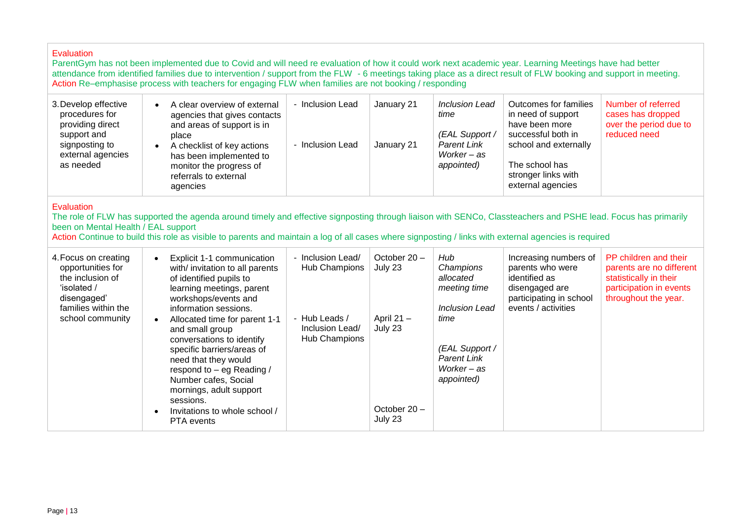**Evaluation**

ParentGym has not been implemented due to Covid and will need re evaluation of how it could work next academic year. Learning Meetings have had better attendance from identified families due to intervention / support from the FLW - 6 meetings taking place as a direct result of FLW booking and support in meeting.

**Action** Re–emphasise process with teachers for engaging FLW when families are not booking / responding

| | | | | | | |
|---|---|---|---|---|---|---|
| 3. Develop effective procedures for providing direct support and signposting to external agencies as needed | • A clear overview of external agencies that gives contacts and areas of support is in place<br>• A checklist of key actions has been implemented to monitor the progress of referrals to external agencies | - Inclusion Lead<br><br>- Inclusion Lead | January 21<br><br>January 21 | *Inclusion Lead time*<br><br>*(EAL Support / Parent Link Worker – as appointed)* | Outcomes for families in need of support have been more successful both in school and externally<br><br>The school has stronger links with external agencies | Number of referred cases has dropped over the period due to reduced need |

**Evaluation**

The role of FLW has supported the agenda around timely and effective signposting through liaison with SENCo, Classteachers and PSHE lead. Focus has primarily been on Mental Health / EAL support

**Action** Continue to build this role as visible to parents and maintain a log of all cases where signposting / links with external agencies is required

| | | | | | | |
|---|---|---|---|---|---|---|
| 4. Focus on creating opportunities for the inclusion of 'isolated / disengaged' families within the school community | • Explicit 1-1 communication with/ invitation to all parents of identified pupils to learning meetings, parent workshops/events and information sessions.<br>• Allocated time for parent 1-1 and small group conversations to identify specific barriers/areas of need that they would respond to – eg Reading / Number cafes, Social mornings, adult support sessions.<br>• Invitations to whole school / PTA events | - Inclusion Lead/ Hub Champions<br><br>- Hub Leads / Inclusion Lead/ Hub Champions | October 20 – July 23<br><br>April 21 – July 23<br><br>October 20 – July 23 | *Hub Champions allocated meeting time*<br><br>*Inclusion Lead time*<br><br>*(EAL Support / Parent Link Worker – as appointed)* | Increasing numbers of parents who were identified as disengaged are participating in school events / activities | PP children and their parents are no different statistically in their participation in events throughout the year. |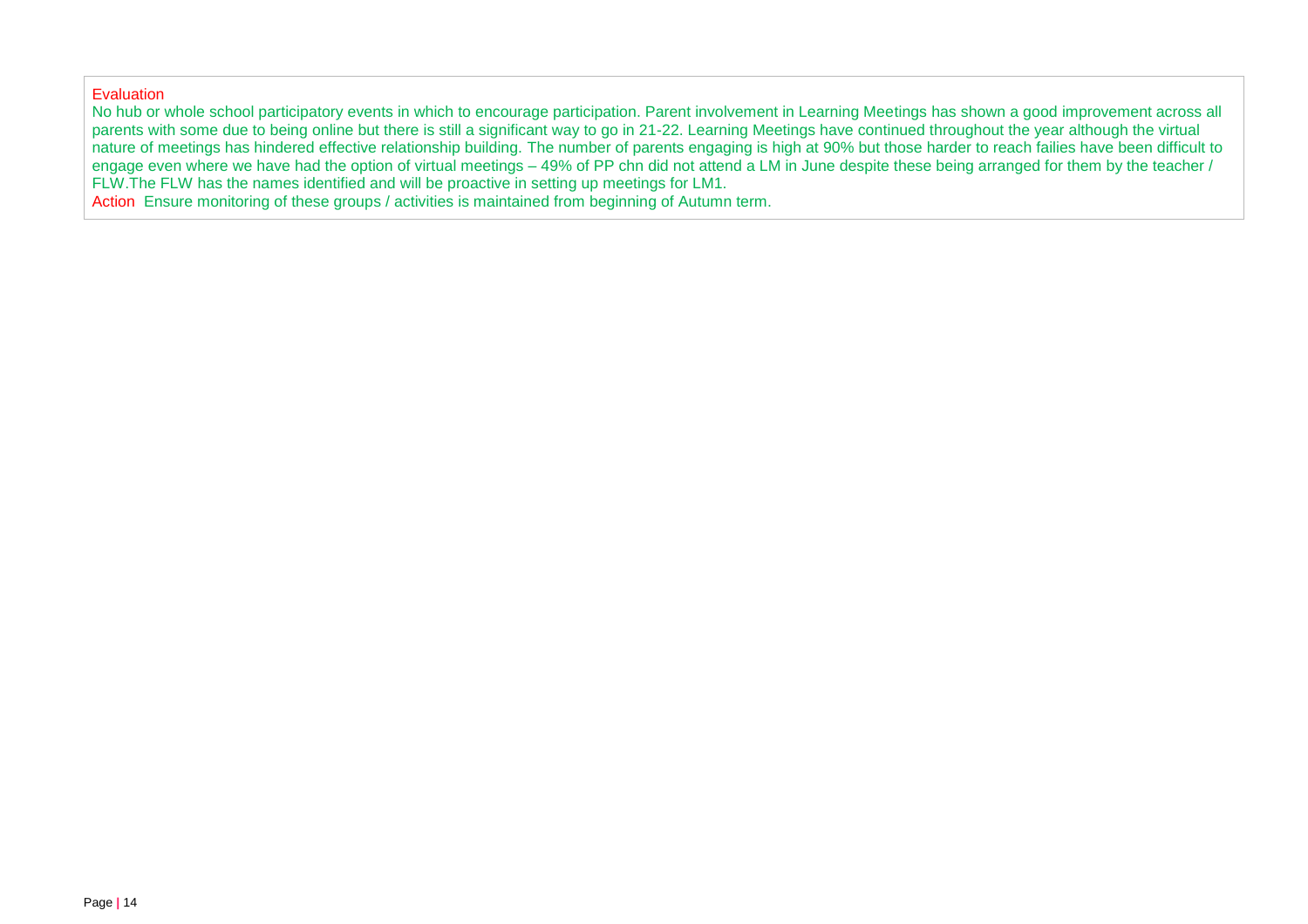Evaluation

No hub or whole school participatory events in which to encourage participation. Parent involvement in Learning Meetings has shown a good improvement across all parents with some due to being online but there is still a significant way to go in 21-22. Learning Meetings have continued throughout the year although the virtual nature of meetings has hindered effective relationship building. The number of parents engaging is high at 90% but those harder to reach failies have been difficult to engage even where we have had the option of virtual meetings – 49% of PP chn did not attend a LM in June despite these being arranged for them by the teacher / FLW.The FLW has the names identified and will be proactive in setting up meetings for LM1.

Action  Ensure monitoring of these groups / activities is maintained from beginning of Autumn term.